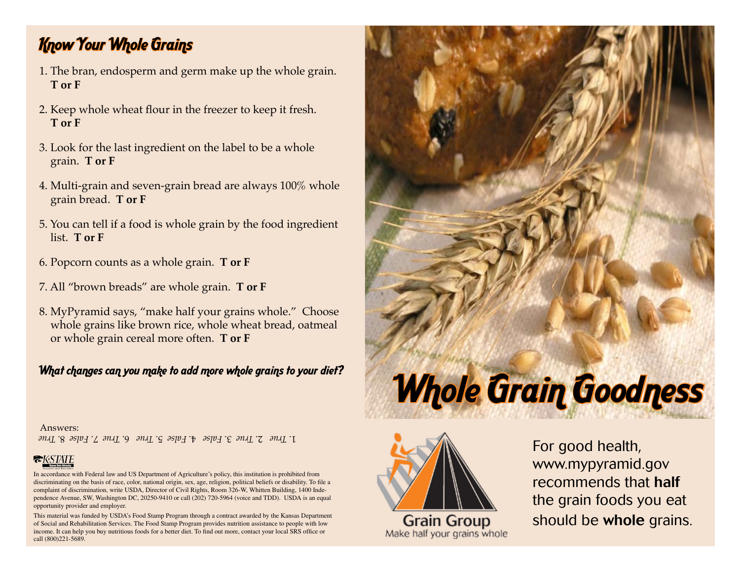# Know Your Whole Grains

1. The bran, endosperm and germ make up the whole grain. **T or F**

2. Keep whole wheat flour in the freezer to keep it fresh. **T or F**

3. Look for the last ingredient on the label to be a whole grain. **T or F**

4. Multi-grain and seven-grain bread are always 100% whole grain bread. **T or F**

5. You can tell if a food is whole grain by the food ingredient list. **T or F**

6. Popcorn counts as a whole grain. **T or F**

7. All "brown breads" are whole grain. **T or F**

8. MyPyramid says, "make half your grains whole." Choose whole grains like brown rice, whole wheat bread, oatmeal or whole grain cereal more often. **T or F**

***What changes can you make to add more whole grains to your diet?***

Answers:

*1. True 2. True 3. False 4. False 5. True 6. True 7. False 8. True*

K-STATE

In accordance with Federal law and US Department of Agriculture's policy, this institution is prohibited from discriminating on the basis of race, color, national origin, sex, age, religion, political beliefs or disability. To file a complaint of discrimination, write USDA, Director of Civil Rights, Room 326-W, Whitten Building, 1400 Independence Avenue, SW, Washington DC, 20250-9410 or call (202) 720-5964 (voice and TDD). USDA is an equal opportunity provider and employer.

This material was funded by USDA's Food Stamp Program through a contract awarded by the Kansas Department of Social and Rehabilitation Services. The Food Stamp Program provides nutrition assistance to people with low income. It can help you buy nutritious foods for a better diet. To find out more, contact your local SRS office or call (800)221-5689.

# Whole Grain Goodness

Grain Group

Make half your grains whole

For good health, www.mypyramid.gov recommends that **half** the grain foods you eat should be **whole** grains.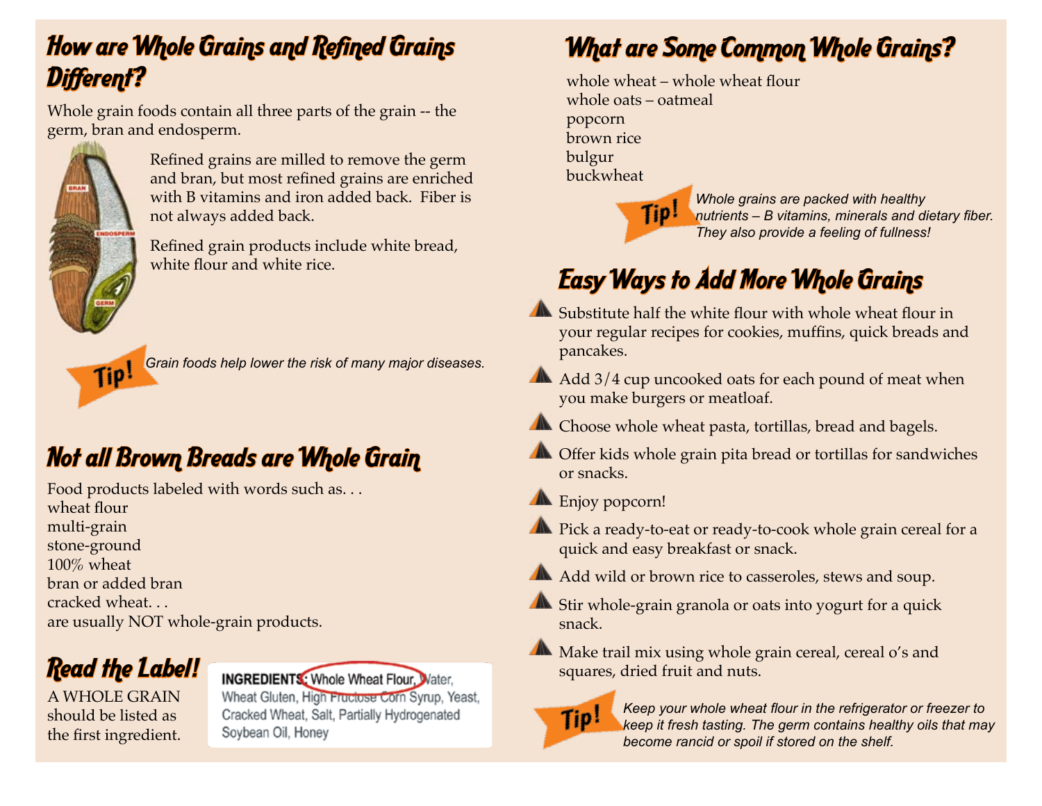## How are Whole Grains and Refined Grains Different?

Whole grain foods contain all three parts of the grain -- the germ, bran and endosperm.

BRAN

ENDOSPERM

GERM

Refined grains are milled to remove the germ and bran, but most refined grains are enriched with B vitamins and iron added back. Fiber is not always added back.

Refined grain products include white bread, white flour and white rice.

**Tip!** *Grain foods help lower the risk of many major diseases.*

## Not all Brown Breads are Whole Grain

Food products labeled with words such as. . .
wheat flour
multi-grain
stone-ground
100% wheat
bran or added bran
cracked wheat. . .
are usually NOT whole-grain products.

## Read the Label!

A WHOLE GRAIN should be listed as the first ingredient.

**INGREDIENTS:** Whole Wheat Flour, Water, Wheat Gluten, High Fructose Corn Syrup, Yeast, Cracked Wheat, Salt, Partially Hydrogenated Soybean Oil, Honey

## What are Some Common Whole Grains?

whole wheat – whole wheat flour
whole oats – oatmeal
popcorn
brown rice
bulgur
buckwheat

**Tip!** *Whole grains are packed with healthy nutrients – B vitamins, minerals and dietary fiber. They also provide a feeling of fullness!*

## Easy Ways to Add More Whole Grains

- Substitute half the white flour with whole wheat flour in your regular recipes for cookies, muffins, quick breads and pancakes.
- Add 3/4 cup uncooked oats for each pound of meat when you make burgers or meatloaf.
- Choose whole wheat pasta, tortillas, bread and bagels.
- Offer kids whole grain pita bread or tortillas for sandwiches or snacks.
- Enjoy popcorn!
- Pick a ready-to-eat or ready-to-cook whole grain cereal for a quick and easy breakfast or snack.
- Add wild or brown rice to casseroles, stews and soup.
- Stir whole-grain granola or oats into yogurt for a quick snack.
- Make trail mix using whole grain cereal, cereal o's and squares, dried fruit and nuts.

**Tip!** *Keep your whole wheat flour in the refrigerator or freezer to keep it fresh tasting. The germ contains healthy oils that may become rancid or spoil if stored on the shelf.*